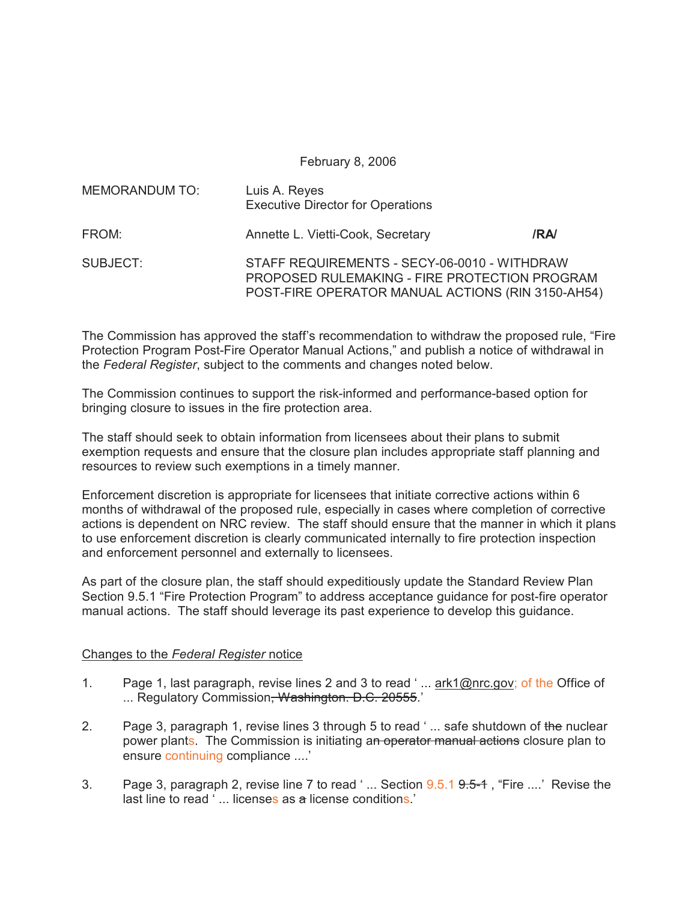February 8, 2006

MEMORANDUM TO: Luis A. Reyes
Executive Director for Operations

FROM: Annette L. Vietti-Cook, Secretary **/RA/**

SUBJECT: STAFF REQUIREMENTS - SECY-06-0010 - WITHDRAW PROPOSED RULEMAKING - FIRE PROTECTION PROGRAM POST-FIRE OPERATOR MANUAL ACTIONS (RIN 3150-AH54)

The Commission has approved the staff's recommendation to withdraw the proposed rule, "Fire Protection Program Post-Fire Operator Manual Actions," and publish a notice of withdrawal in the *Federal Register*, subject to the comments and changes noted below.

The Commission continues to support the risk-informed and performance-based option for bringing closure to issues in the fire protection area.

The staff should seek to obtain information from licensees about their plans to submit exemption requests and ensure that the closure plan includes appropriate staff planning and resources to review such exemptions in a timely manner.

Enforcement discretion is appropriate for licensees that initiate corrective actions within 6 months of withdrawal of the proposed rule, especially in cases where completion of corrective actions is dependent on NRC review. The staff should ensure that the manner in which it plans to use enforcement discretion is clearly communicated internally to fire protection inspection and enforcement personnel and externally to licensees.

As part of the closure plan, the staff should expeditiously update the Standard Review Plan Section 9.5.1 "Fire Protection Program" to address acceptance guidance for post-fire operator manual actions. The staff should leverage its past experience to develop this guidance.

Changes to the *Federal Register* notice

1. Page 1, last paragraph, revise lines 2 and 3 to read ' ... ark1@nrc.gov; of the Office of ... Regulatory Commission~~, Washington. D.C. 20555~~.'

2. Page 3, paragraph 1, revise lines 3 through 5 to read ' ... safe shutdown of ~~the~~ nuclear power plants. The Commission is initiating a~~n operator manual actions~~ closure plan to ensure continuing compliance ....'

3. Page 3, paragraph 2, revise line 7 to read ' ... Section 9.5.1 ~~9.5-1~~ , "Fire ....' Revise the last line to read ' ... licenses as ~~a~~ license conditions.'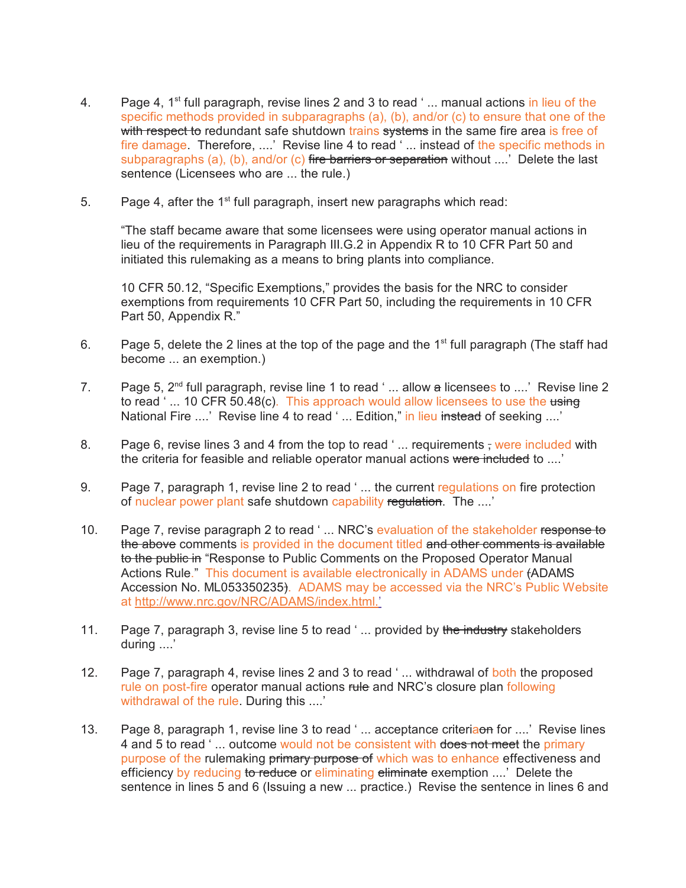4. Page 4, 1st full paragraph, revise lines 2 and 3 to read ' ... manual actions in lieu of the specific methods provided in subparagraphs (a), (b), and/or (c) to ensure that one of the ~~with respect to~~ redundant safe shutdown trains ~~systems~~ in the same fire area is free of fire damage. Therefore, ....' Revise line 4 to read ' ... instead of the specific methods in subparagraphs (a), (b), and/or (c) ~~fire barriers or separation~~ without ....' Delete the last sentence (Licensees who are ... the rule.)

5. Page 4, after the 1st full paragraph, insert new paragraphs which read:

   "The staff became aware that some licensees were using operator manual actions in lieu of the requirements in Paragraph III.G.2 in Appendix R to 10 CFR Part 50 and initiated this rulemaking as a means to bring plants into compliance.

   10 CFR 50.12, "Specific Exemptions," provides the basis for the NRC to consider exemptions from requirements 10 CFR Part 50, including the requirements in 10 CFR Part 50, Appendix R."

6. Page 5, delete the 2 lines at the top of the page and the 1st full paragraph (The staff had become ... an exemption.)

7. Page 5, 2nd full paragraph, revise line 1 to read ' ... allow ~~a~~ licensees to ....' Revise line 2 to read ' ... 10 CFR 50.48(c). This approach would allow licensees to use the ~~using~~ National Fire ....' Revise line 4 to read ' ... Edition," in lieu ~~instead~~ of seeking ....'

8. Page 6, revise lines 3 and 4 from the top to read ' ... requirements ~~,~~ were included with the criteria for feasible and reliable operator manual actions ~~were included~~ to ....'

9. Page 7, paragraph 1, revise line 2 to read ' ... the current regulations on fire protection of nuclear power plant safe shutdown capability ~~regulation~~. The ....'

10. Page 7, revise paragraph 2 to read ' ... NRC's evaluation of the stakeholder ~~response to the above~~ comments is provided in the document titled ~~and other comments is available to the public in~~ "Response to Public Comments on the Proposed Operator Manual Actions Rule." This document is available electronically in ADAMS under ~~(~~ADAMS Accession No. ML053350235~~)~~. ADAMS may be accessed via the NRC's Public Website at http://www.nrc.gov/NRC/ADAMS/index.html.'

11. Page 7, paragraph 3, revise line 5 to read ' ... provided by ~~the industry~~ stakeholders during ....'

12. Page 7, paragraph 4, revise lines 2 and 3 to read ' ... withdrawal of both the proposed rule on post-fire operator manual actions ~~rule~~ and NRC's closure plan following withdrawal of the rule. During this ....'

13. Page 8, paragraph 1, revise line 3 to read ' ... acceptance criteria~~on~~ for ....' Revise lines 4 and 5 to read ' ... outcome would not be consistent with ~~does not meet~~ the primary purpose of the rulemaking ~~primary purpose of~~ which was to enhance effectiveness and efficiency by reducing ~~to reduce~~ or eliminating ~~eliminate~~ exemption ....' Delete the sentence in lines 5 and 6 (Issuing a new ... practice.) Revise the sentence in lines 6 and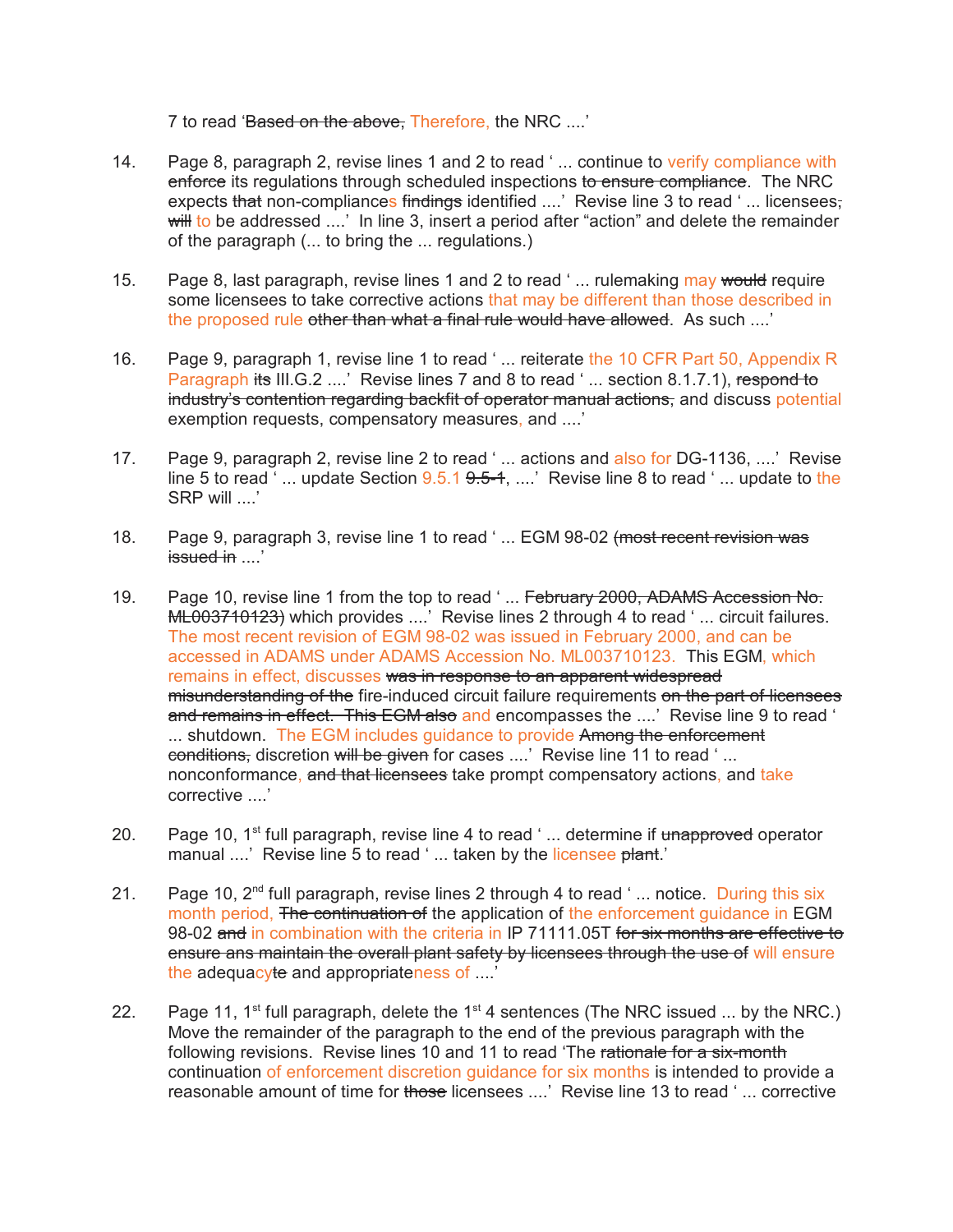7 to read 'Based on the above, Therefore, the NRC ....'

14. Page 8, paragraph 2, revise lines 1 and 2 to read ' ... continue to verify compliance with ~~enforce~~ its regulations through scheduled inspections ~~to ensure compliance~~. The NRC expects ~~that~~ non-compliances ~~findings~~ identified ....' Revise line 3 to read ' ... licensees~~,~~ ~~will~~ to be addressed ....' In line 3, insert a period after "action" and delete the remainder of the paragraph (... to bring the ... regulations.)

15. Page 8, last paragraph, revise lines 1 and 2 to read ' ... rulemaking may ~~would~~ require some licensees to take corrective actions that may be different than those described in the proposed rule ~~other than what a final rule would have allowed~~. As such ....'

16. Page 9, paragraph 1, revise line 1 to read ' ... reiterate the 10 CFR Part 50, Appendix R Paragraph ~~its~~ III.G.2 ....' Revise lines 7 and 8 to read ' ... section 8.1.7.1), ~~respond to industry's contention regarding backfit of operator manual actions,~~ and discuss potential exemption requests, compensatory measures, and ....'

17. Page 9, paragraph 2, revise line 2 to read ' ... actions and also for DG-1136, ....' Revise line 5 to read ' ... update Section 9.5.1 ~~9.5-1~~, ....' Revise line 8 to read ' ... update to the SRP will ....'

18. Page 9, paragraph 3, revise line 1 to read ' ... EGM 98-02 ~~(most recent revision was issued in~~ ....'

19. Page 10, revise line 1 from the top to read ' ... ~~February 2000, ADAMS Accession No. ML003710123)~~ which provides ....' Revise lines 2 through 4 to read ' ... circuit failures. The most recent revision of EGM 98-02 was issued in February 2000, and can be accessed in ADAMS under ADAMS Accession No. ML003710123. This EGM, which remains in effect, discusses ~~was in response to an apparent widespread misunderstanding of the~~ fire-induced circuit failure requirements ~~on the part of licensees and remains in effect. This EGM also~~ and encompasses the ....' Revise line 9 to read ' ... shutdown. The EGM includes guidance to provide ~~Among the enforcement conditions,~~ discretion ~~will be given~~ for cases ....' Revise line 11 to read ' ... nonconformance, ~~and that licensees~~ take prompt compensatory actions, and take corrective ....'

20. Page 10, 1st full paragraph, revise line 4 to read ' ... determine if ~~unapproved~~ operator manual ....' Revise line 5 to read ' ... taken by the licensee ~~plant~~.'

21. Page 10, 2nd full paragraph, revise lines 2 through 4 to read ' ... notice. During this six month period, ~~The continuation of~~ the application of the enforcement guidance in EGM 98-02 ~~and~~ in combination with the criteria in IP 71111.05T ~~for six months are effective to ensure ans maintain the overall plant safety by licensees through the use of~~ will ensure the adequacy~~te~~ and appropriateness of ....'

22. Page 11, 1st full paragraph, delete the 1st 4 sentences (The NRC issued ... by the NRC.) Move the remainder of the paragraph to the end of the previous paragraph with the following revisions. Revise lines 10 and 11 to read 'The ~~rationale for a six-month~~ continuation of enforcement discretion guidance for six months is intended to provide a reasonable amount of time for ~~those~~ licensees ....' Revise line 13 to read ' ... corrective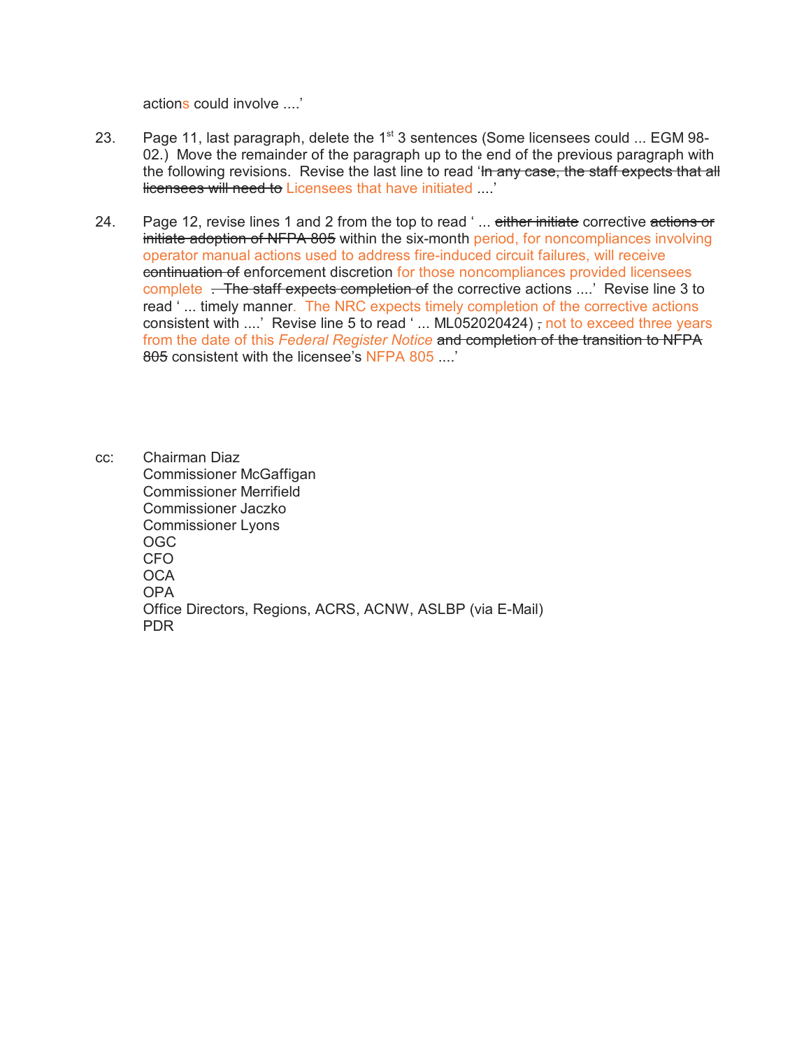actions could involve ....'

23. Page 11, last paragraph, delete the 1st 3 sentences (Some licensees could ... EGM 98-02.) Move the remainder of the paragraph up to the end of the previous paragraph with the following revisions. Revise the last line to read '~~In any case, the staff expects that all licensees will need to~~ Licensees that have initiated ....'

24. Page 12, revise lines 1 and 2 from the top to read ' ... ~~either initiate~~ corrective ~~actions or initiate adoption of NFPA 805~~ within the six-month period, for noncompliances involving operator manual actions used to address fire-induced circuit failures, will receive ~~continuation of~~ enforcement discretion for those noncompliances provided licensees complete ~~. The staff expects completion of~~ the corrective actions ....' Revise line 3 to read ' ... timely manner. The NRC expects timely completion of the corrective actions consistent with ....' Revise line 5 to read ' ... ML052020424) ~~,~~ not to exceed three years from the date of this *Federal Register Notice* ~~and completion of the transition to NFPA 805~~ consistent with the licensee's NFPA 805 ....'

cc: Chairman Diaz
Commissioner McGaffigan
Commissioner Merrifield
Commissioner Jaczko
Commissioner Lyons
OGC
CFO
OCA
OPA
Office Directors, Regions, ACRS, ACNW, ASLBP (via E-Mail)
PDR